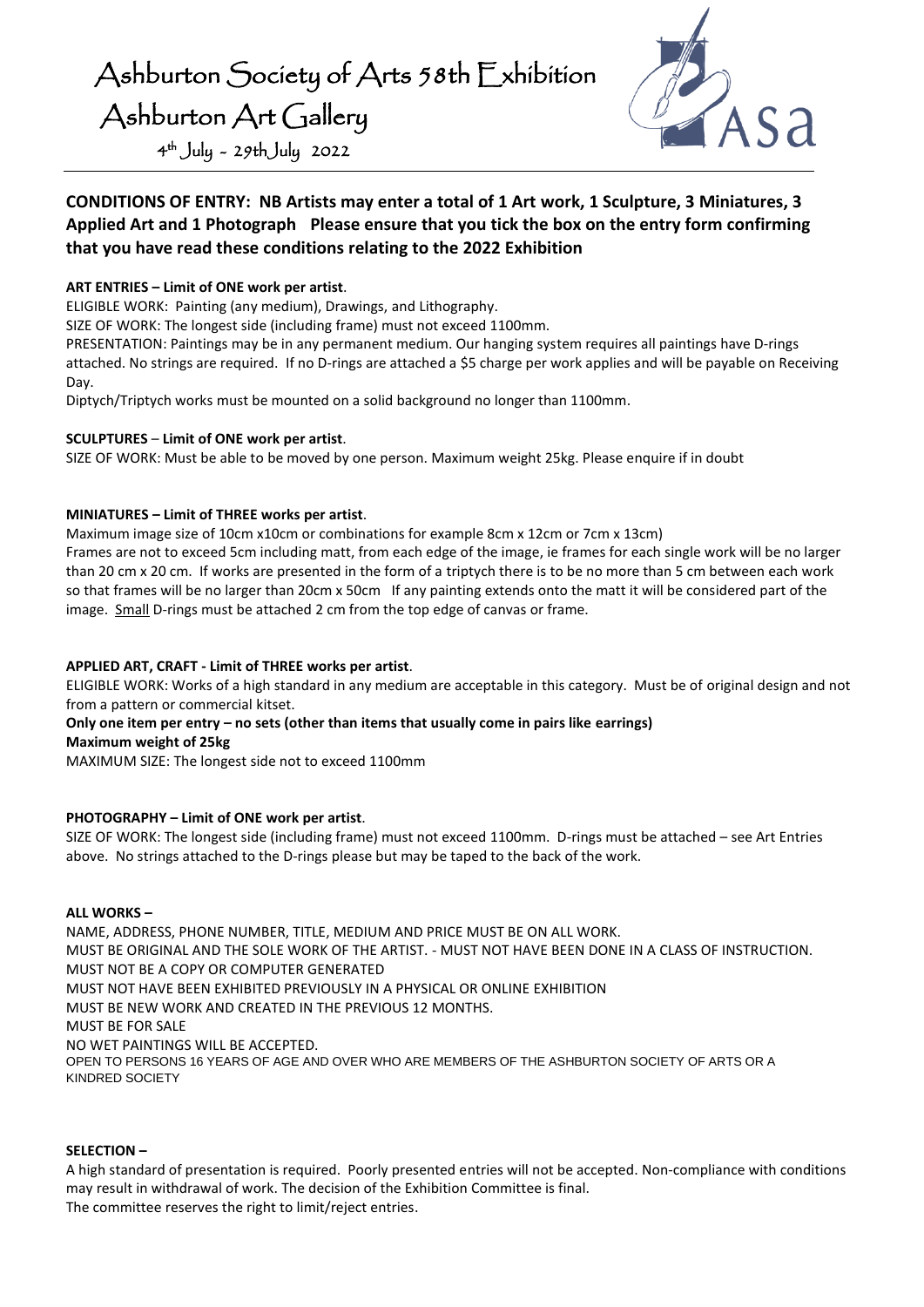# Ashburton Society of Arts 58th Exhibition

## Ashburton Art Gallery

4th July - 29th July 2022

**CONDITIONS OF ENTRY: NB Artists may enter a total of 1 Art work, 1 Sculpture, 3 Miniatures, 3 Applied Art and 1 Photograph Please ensure that you tick the box on the entry form confirming that you have read these conditions relating to the 2022 Exhibition**

**ART ENTRIES – Limit of ONE work per artist**.

ELIGIBLE WORK: Painting (any medium), Drawings, and Lithography.

SIZE OF WORK: The longest side (including frame) must not exceed 1100mm.

PRESENTATION: Paintings may be in any permanent medium. Our hanging system requires all paintings have D-rings attached. No strings are required. If no D-rings are attached a $5 charge per work applies and will be payable on Receiving Day.

Diptych/Triptych works must be mounted on a solid background no longer than 1100mm.

**SCULPTURES – Limit of ONE work per artist**.

SIZE OF WORK: Must be able to be moved by one person. Maximum weight 25kg. Please enquire if in doubt

**MINIATURES – Limit of THREE works per artist**.

Maximum image size of 10cm x10cm or combinations for example 8cm x 12cm or 7cm x 13cm)

Frames are not to exceed 5cm including matt, from each edge of the image, ie frames for each single work will be no larger than 20 cm x 20 cm. If works are presented in the form of a triptych there is to be no more than 5 cm between each work so that frames will be no larger than 20cm x 50cm If any painting extends onto the matt it will be considered part of the image. Small D-rings must be attached 2 cm from the top edge of canvas or frame.

**APPLIED ART, CRAFT - Limit of THREE works per artist**.

ELIGIBLE WORK: Works of a high standard in any medium are acceptable in this category. Must be of original design and not from a pattern or commercial kitset.

**Only one item per entry – no sets (other than items that usually come in pairs like earrings)**

**Maximum weight of 25kg**

MAXIMUM SIZE: The longest side not to exceed 1100mm

**PHOTOGRAPHY – Limit of ONE work per artist**.

SIZE OF WORK: The longest side (including frame) must not exceed 1100mm. D-rings must be attached – see Art Entries above. No strings attached to the D-rings please but may be taped to the back of the work.

**ALL WORKS –**

NAME, ADDRESS, PHONE NUMBER, TITLE, MEDIUM AND PRICE MUST BE ON ALL WORK.
MUST BE ORIGINAL AND THE SOLE WORK OF THE ARTIST. - MUST NOT HAVE BEEN DONE IN A CLASS OF INSTRUCTION.
MUST NOT BE A COPY OR COMPUTER GENERATED
MUST NOT HAVE BEEN EXHIBITED PREVIOUSLY IN A PHYSICAL OR ONLINE EXHIBITION
MUST BE NEW WORK AND CREATED IN THE PREVIOUS 12 MONTHS.
MUST BE FOR SALE
NO WET PAINTINGS WILL BE ACCEPTED.
OPEN TO PERSONS 16 YEARS OF AGE AND OVER WHO ARE MEMBERS OF THE ASHBURTON SOCIETY OF ARTS OR A KINDRED SOCIETY

**SELECTION –**

A high standard of presentation is required. Poorly presented entries will not be accepted. Non-compliance with conditions may result in withdrawal of work. The decision of the Exhibition Committee is final.
The committee reserves the right to limit/reject entries.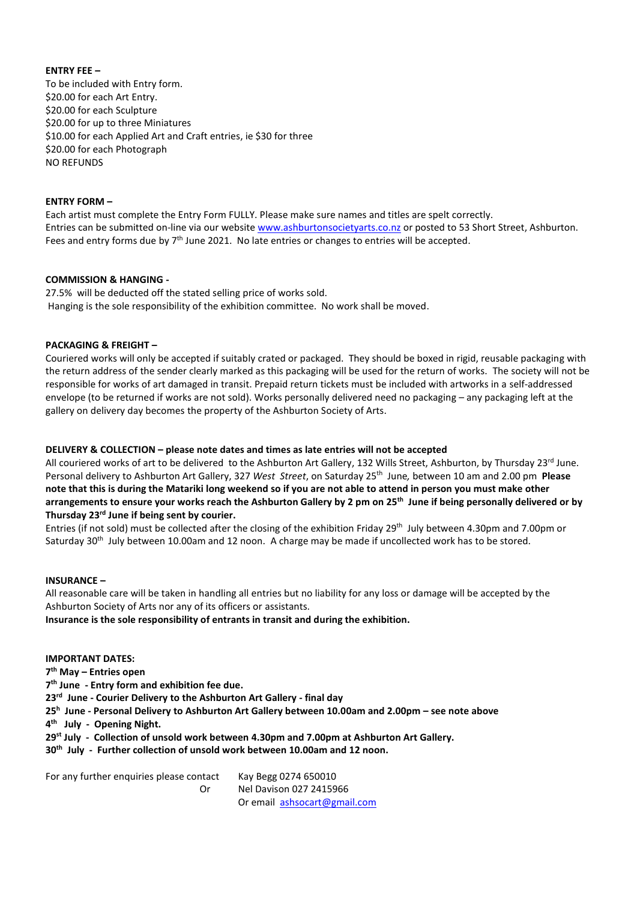**ENTRY FEE –**
To be included with Entry form.
$20.00 for each Art Entry.
$20.00 for each Sculpture
$20.00 for up to three Miniatures
$10.00 for each Applied Art and Craft entries, ie $30 for three
$20.00 for each Photograph
NO REFUNDS

**ENTRY FORM –**
Each artist must complete the Entry Form FULLY. Please make sure names and titles are spelt correctly.
Entries can be submitted on-line via our website www.ashburtonsocietyarts.co.nz or posted to 53 Short Street, Ashburton.
Fees and entry forms due by 7th June 2021. No late entries or changes to entries will be accepted.

**COMMISSION & HANGING -**
27.5% will be deducted off the stated selling price of works sold.
Hanging is the sole responsibility of the exhibition committee. No work shall be moved.

**PACKAGING & FREIGHT –**
Couriered works will only be accepted if suitably crated or packaged. They should be boxed in rigid, reusable packaging with the return address of the sender clearly marked as this packaging will be used for the return of works. The society will not be responsible for works of art damaged in transit. Prepaid return tickets must be included with artworks in a self-addressed envelope (to be returned if works are not sold). Works personally delivered need no packaging – any packaging left at the gallery on delivery day becomes the property of the Ashburton Society of Arts.

**DELIVERY & COLLECTION – please note dates and times as late entries will not be accepted**
All couriered works of art to be delivered to the Ashburton Art Gallery, 132 Wills Street, Ashburton, by Thursday 23rd June. Personal delivery to Ashburton Art Gallery, 327 *West Street*, on Saturday 25th June, between 10 am and 2.00 pm **Please note that this is during the Matariki long weekend so if you are not able to attend in person you must make other arrangements to ensure your works reach the Ashburton Gallery by 2 pm on 25th June if being personally delivered or by Thursday 23rd June if being sent by courier.**
Entries (if not sold) must be collected after the closing of the exhibition Friday 29th July between 4.30pm and 7.00pm or Saturday 30th July between 10.00am and 12 noon. A charge may be made if uncollected work has to be stored.

**INSURANCE –**
All reasonable care will be taken in handling all entries but no liability for any loss or damage will be accepted by the Ashburton Society of Arts nor any of its officers or assistants.
**Insurance is the sole responsibility of entrants in transit and during the exhibition.**

**IMPORTANT DATES:**
**7th May – Entries open**
**7th June - Entry form and exhibition fee due.**
**23rd June - Courier Delivery to the Ashburton Art Gallery - final day**
**25h June - Personal Delivery to Ashburton Art Gallery between 10.00am and 2.00pm – see note above**
**4th July - Opening Night.**
**29st July - Collection of unsold work between 4.30pm and 7.00pm at Ashburton Art Gallery.**
**30th July - Further collection of unsold work between 10.00am and 12 noon.**

For any further enquiries please contact Kay Begg 0274 650010
Or Nel Davison 027 2415966
Or email ashsocart@gmail.com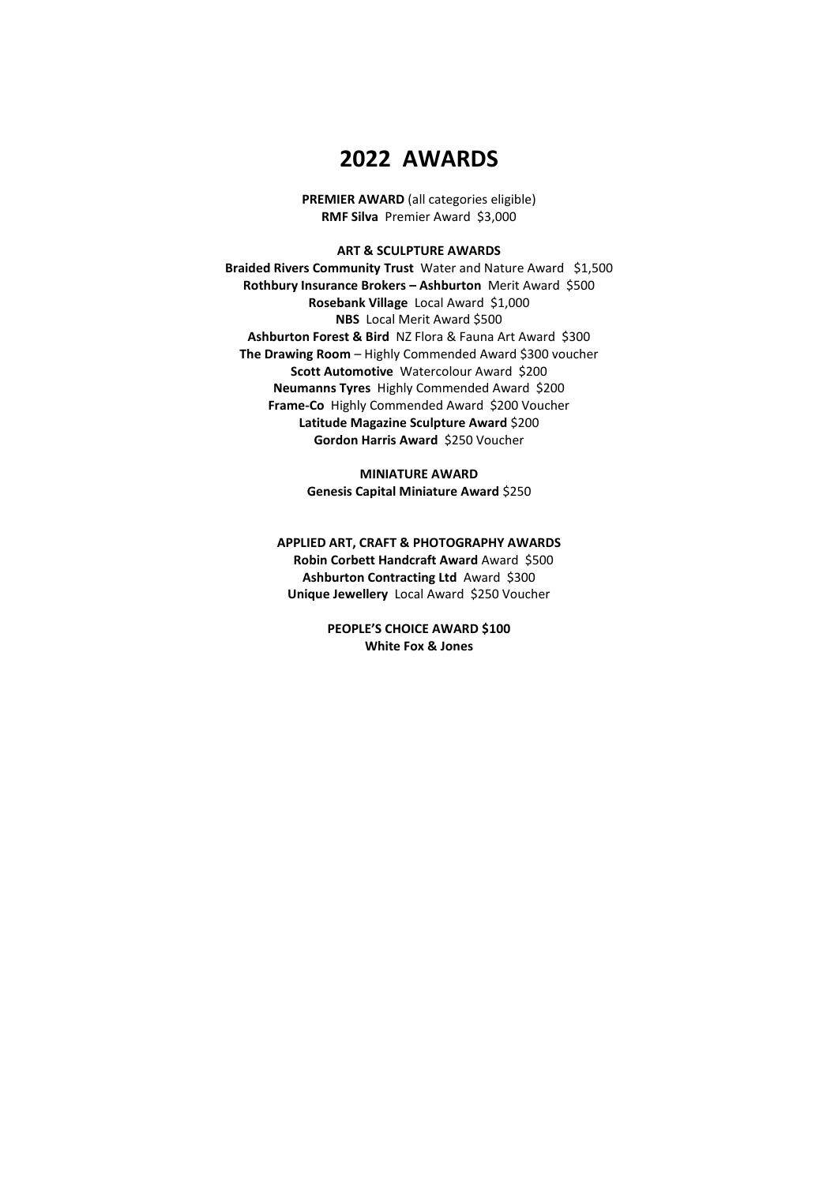# 2022 AWARDS

**PREMIER AWARD** (all categories eligible)
**RMF Silva** Premier Award $3,000

**ART & SCULPTURE AWARDS**
**Braided Rivers Community Trust** Water and Nature Award $1,500
**Rothbury Insurance Brokers – Ashburton** Merit Award $500
**Rosebank Village** Local Award $1,000
**NBS** Local Merit Award $500
**Ashburton Forest & Bird** NZ Flora & Fauna Art Award $300
**The Drawing Room** – Highly Commended Award $300 voucher
**Scott Automotive** Watercolour Award $200
**Neumanns Tyres** Highly Commended Award $200
**Frame-Co** Highly Commended Award $200 Voucher
**Latitude Magazine Sculpture Award** $200
**Gordon Harris Award** $250 Voucher

**MINIATURE AWARD**
**Genesis Capital Miniature Award** $250

**APPLIED ART, CRAFT & PHOTOGRAPHY AWARDS**
**Robin Corbett Handcraft Award** Award $500
**Ashburton Contracting Ltd** Award $300
**Unique Jewellery** Local Award $250 Voucher

**PEOPLE'S CHOICE AWARD $100**
**White Fox & Jones**